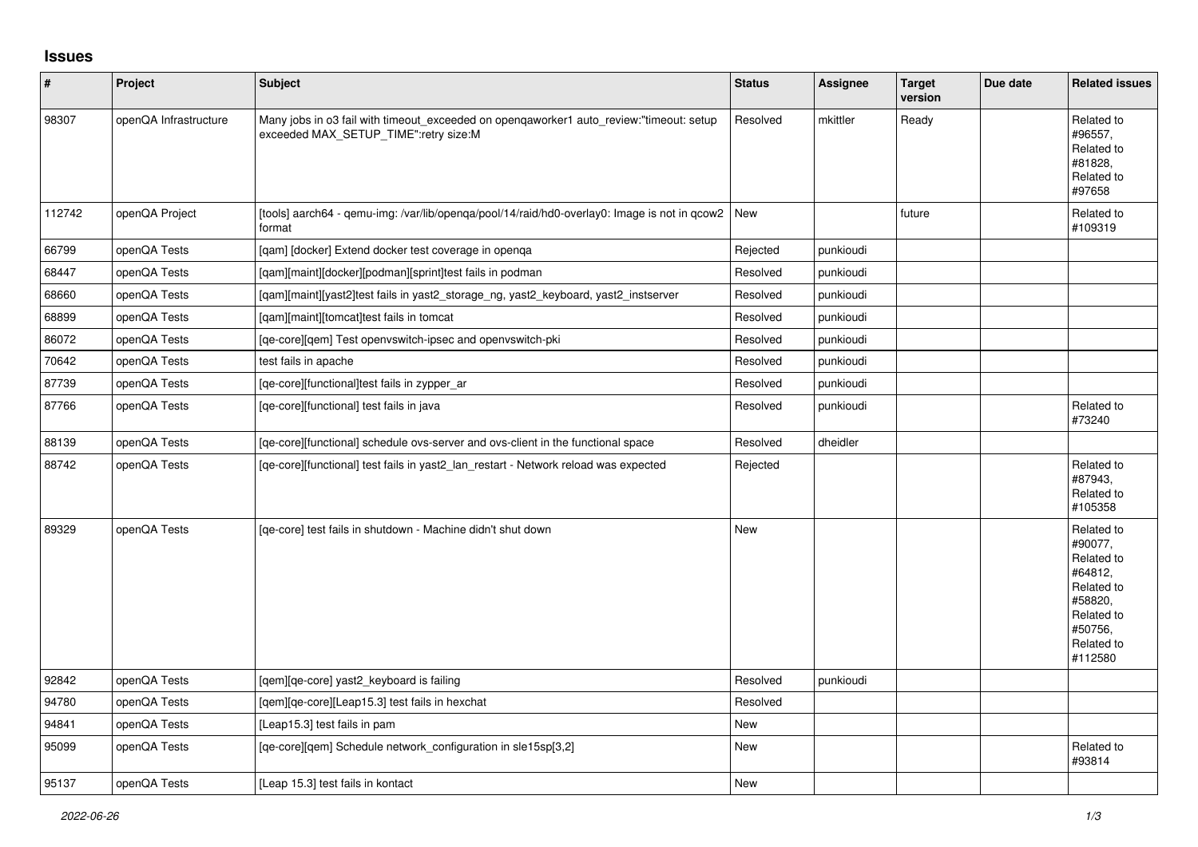## Issues

| # | Project | Subject | Status | Assignee | Target version | Due date | Related issues |
|---|---|---|---|---|---|---|---|
| 98307 | openQA Infrastructure | Many jobs in o3 fail with timeout_exceeded on openqaworker1 auto_review:"timeout: setup exceeded MAX_SETUP_TIME":retry size:M | Resolved | mkittler | Ready | | Related to #96557, Related to #81828, Related to #97658 |
| 112742 | openQA Project | [tools] aarch64 - qemu-img: /var/lib/openqa/pool/14/raid/hd0-overlay0: Image is not in qcow2 format | New | | future | | Related to #109319 |
| 66799 | openQA Tests | [qam] [docker] Extend docker test coverage in openqa | Rejected | punkioudi | | | |
| 68447 | openQA Tests | [qam][maint][docker][podman][sprint]test fails in podman | Resolved | punkioudi | | | |
| 68660 | openQA Tests | [qam][maint][yast2]test fails in yast2_storage_ng, yast2_keyboard, yast2_instserver | Resolved | punkioudi | | | |
| 68899 | openQA Tests | [qam][maint][tomcat]test fails in tomcat | Resolved | punkioudi | | | |
| 86072 | openQA Tests | [qe-core][qem] Test openvswitch-ipsec and openvswitch-pki | Resolved | punkioudi | | | |
| 70642 | openQA Tests | test fails in apache | Resolved | punkioudi | | | |
| 87739 | openQA Tests | [qe-core][functional]test fails in zypper_ar | Resolved | punkioudi | | | |
| 87766 | openQA Tests | [qe-core][functional] test fails in java | Resolved | punkioudi | | | Related to #73240 |
| 88139 | openQA Tests | [qe-core][functional] schedule ovs-server and ovs-client in the functional space | Resolved | dheidler | | | |
| 88742 | openQA Tests | [qe-core][functional] test fails in yast2_lan_restart - Network reload was expected | Rejected | | | | Related to #87943, Related to #105358 |
| 89329 | openQA Tests | [qe-core] test fails in shutdown - Machine didn't shut down | New | | | | Related to #90077, Related to #64812, Related to #58820, Related to #50756, Related to #112580 |
| 92842 | openQA Tests | [qem][qe-core] yast2_keyboard is failing | Resolved | punkioudi | | | |
| 94780 | openQA Tests | [qem][qe-core][Leap15.3] test fails in hexchat | Resolved | | | | |
| 94841 | openQA Tests | [Leap15.3] test fails in pam | New | | | | |
| 95099 | openQA Tests | [qe-core][qem] Schedule network_configuration in sle15sp[3,2] | New | | | | Related to #93814 |
| 95137 | openQA Tests | [Leap 15.3] test fails in kontact | New | | | | |

*2022-06-26*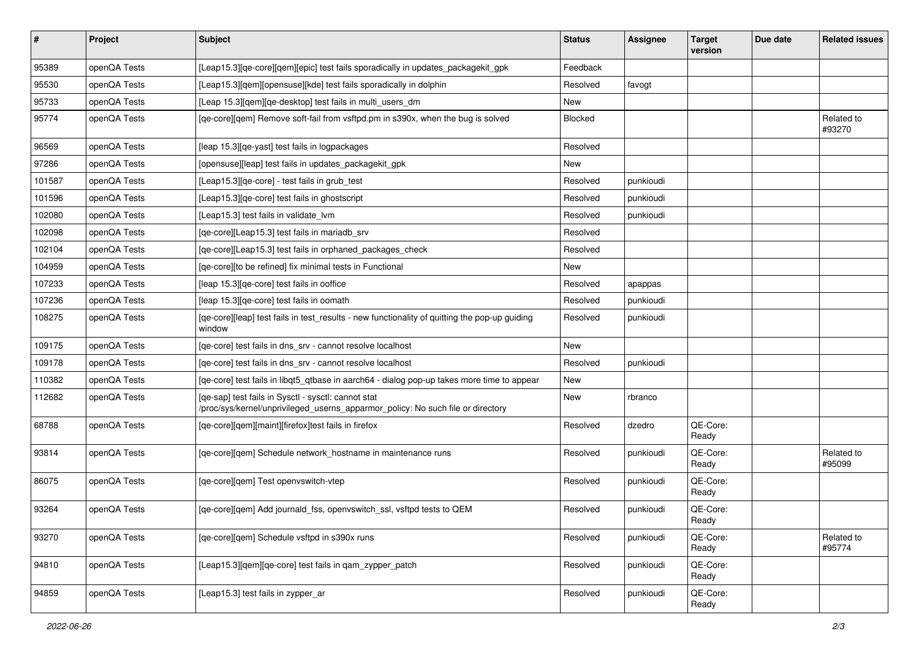| # | Project | Subject | Status | Assignee | Target version | Due date | Related issues |
|---|---|---|---|---|---|---|---|
| 95389 | openQA Tests | [Leap15.3][qe-core][qem][epic] test fails sporadically in updates_packagekit_gpk | Feedback | | | | |
| 95530 | openQA Tests | [Leap15.3][qem][opensuse][kde] test fails sporadically in dolphin | Resolved | favogt | | | |
| 95733 | openQA Tests | [Leap 15.3][qem][qe-desktop] test fails in multi_users_dm | New | | | | |
| 95774 | openQA Tests | [qe-core][qem] Remove soft-fail from vsftpd.pm in s390x, when the bug is solved | Blocked | | | | Related to #93270 |
| 96569 | openQA Tests | [leap 15.3][qe-yast] test fails in logpackages | Resolved | | | | |
| 97286 | openQA Tests | [opensuse][leap] test fails in updates_packagekit_gpk | New | | | | |
| 101587 | openQA Tests | [Leap15.3][qe-core] - test fails in grub_test | Resolved | punkioudi | | | |
| 101596 | openQA Tests | [Leap15.3][qe-core] test fails in ghostscript | Resolved | punkioudi | | | |
| 102080 | openQA Tests | [Leap15.3] test fails in validate_lvm | Resolved | punkioudi | | | |
| 102098 | openQA Tests | [qe-core][Leap15.3] test fails in mariadb_srv | Resolved | | | | |
| 102104 | openQA Tests | [qe-core][Leap15.3] test fails in orphaned_packages_check | Resolved | | | | |
| 104959 | openQA Tests | [qe-core][to be refined] fix minimal tests in Functional | New | | | | |
| 107233 | openQA Tests | [leap 15.3][qe-core] test fails in ooffice | Resolved | apappas | | | |
| 107236 | openQA Tests | [leap 15.3][qe-core] test fails in oomath | Resolved | punkioudi | | | |
| 108275 | openQA Tests | [qe-core][leap] test fails in test_results - new functionality of quitting the pop-up guiding window | Resolved | punkioudi | | | |
| 109175 | openQA Tests | [qe-core] test fails in dns_srv - cannot resolve localhost | New | | | | |
| 109178 | openQA Tests | [qe-core] test fails in dns_srv - cannot resolve localhost | Resolved | punkioudi | | | |
| 110382 | openQA Tests | [qe-core] test fails in libqt5_qtbase in aarch64 - dialog pop-up takes more time to appear | New | | | | |
| 112682 | openQA Tests | [qe-sap] test fails in Sysctl - sysctl: cannot stat /proc/sys/kernel/unprivileged_userns_apparmor_policy: No such file or directory | New | rbranco | | | |
| 68788 | openQA Tests | [qe-core][qem][maint][firefox]test fails in firefox | Resolved | dzedro | QE-Core: Ready | | |
| 93814 | openQA Tests | [qe-core][qem] Schedule network_hostname in maintenance runs | Resolved | punkioudi | QE-Core: Ready | | Related to #95099 |
| 86075 | openQA Tests | [qe-core][qem] Test openvswitch-vtep | Resolved | punkioudi | QE-Core: Ready | | |
| 93264 | openQA Tests | [qe-core][qem] Add journald_fss, openvswitch_ssl, vsftpd tests to QEM | Resolved | punkioudi | QE-Core: Ready | | |
| 93270 | openQA Tests | [qe-core][qem] Schedule vsftpd in s390x runs | Resolved | punkioudi | QE-Core: Ready | | Related to #95774 |
| 94810 | openQA Tests | [Leap15.3][qem][qe-core] test fails in qam_zypper_patch | Resolved | punkioudi | QE-Core: Ready | | |
| 94859 | openQA Tests | [Leap15.3] test fails in zypper_ar | Resolved | punkioudi | QE-Core: Ready | | |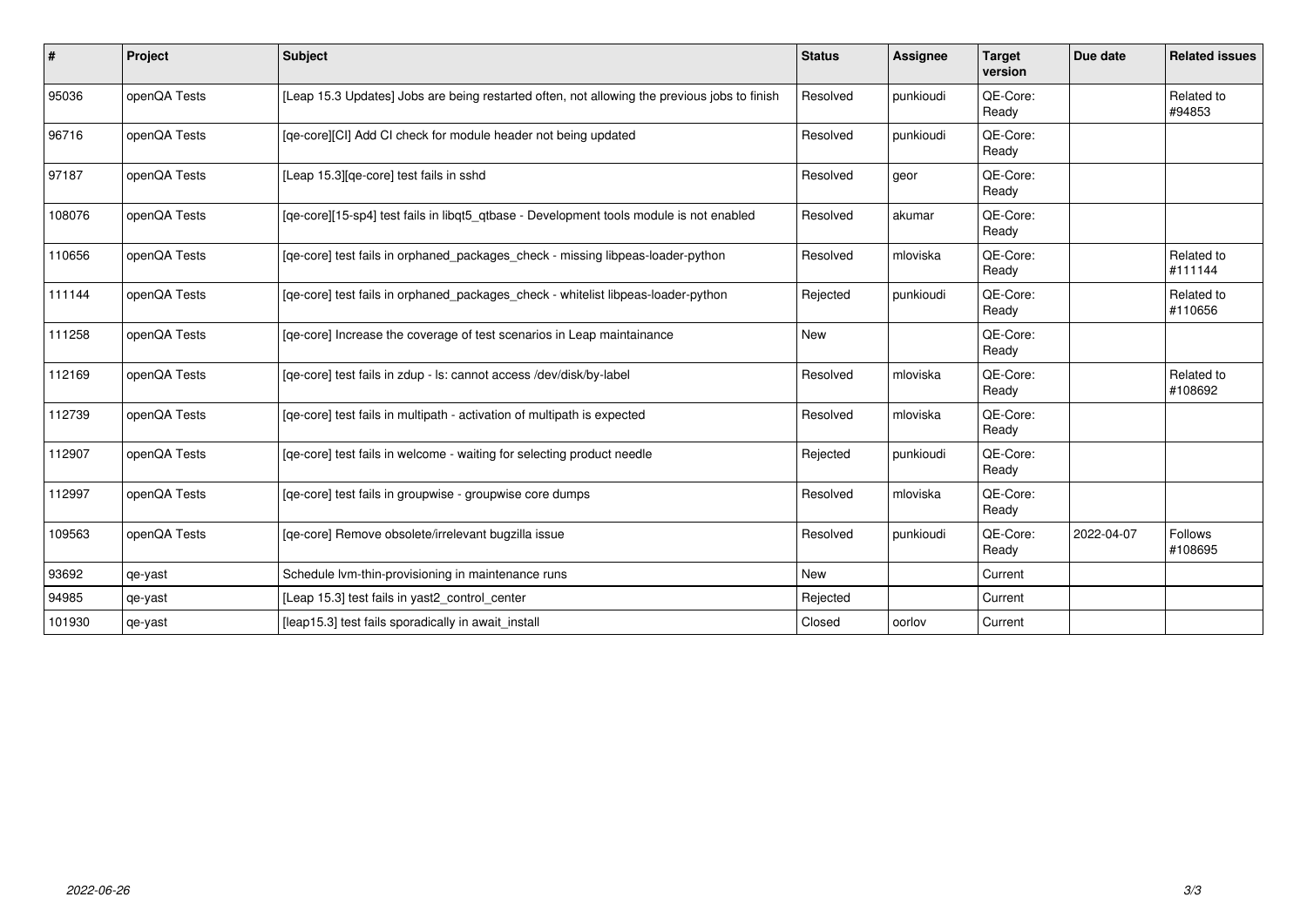| # | Project | Subject | Status | Assignee | Target version | Due date | Related issues |
|---|---|---|---|---|---|---|---|
| 95036 | openQA Tests | [Leap 15.3 Updates] Jobs are being restarted often, not allowing the previous jobs to finish | Resolved | punkioudi | QE-Core: Ready | | Related to #94853 |
| 96716 | openQA Tests | [qe-core][CI] Add CI check for module header not being updated | Resolved | punkioudi | QE-Core: Ready | | |
| 97187 | openQA Tests | [Leap 15.3][qe-core] test fails in sshd | Resolved | geor | QE-Core: Ready | | |
| 108076 | openQA Tests | [qe-core][15-sp4] test fails in libqt5_qtbase - Development tools module is not enabled | Resolved | akumar | QE-Core: Ready | | |
| 110656 | openQA Tests | [qe-core] test fails in orphaned_packages_check - missing libpeas-loader-python | Resolved | mloviska | QE-Core: Ready | | Related to #111144 |
| 111144 | openQA Tests | [qe-core] test fails in orphaned_packages_check - whitelist libpeas-loader-python | Rejected | punkioudi | QE-Core: Ready | | Related to #110656 |
| 111258 | openQA Tests | [qe-core] Increase the coverage of test scenarios in Leap maintainance | New | | QE-Core: Ready | | |
| 112169 | openQA Tests | [qe-core] test fails in zdup - ls: cannot access /dev/disk/by-label | Resolved | mloviska | QE-Core: Ready | | Related to #108692 |
| 112739 | openQA Tests | [qe-core] test fails in multipath - activation of multipath is expected | Resolved | mloviska | QE-Core: Ready | | |
| 112907 | openQA Tests | [qe-core] test fails in welcome - waiting for selecting product needle | Rejected | punkioudi | QE-Core: Ready | | |
| 112997 | openQA Tests | [qe-core] test fails in groupwise - groupwise core dumps | Resolved | mloviska | QE-Core: Ready | | |
| 109563 | openQA Tests | [qe-core] Remove obsolete/irrelevant bugzilla issue | Resolved | punkioudi | QE-Core: Ready | 2022-04-07 | Follows #108695 |
| 93692 | qe-yast | Schedule lvm-thin-provisioning in maintenance runs | New | | Current | | |
| 94985 | qe-yast | [Leap 15.3] test fails in yast2_control_center | Rejected | | Current | | |
| 101930 | qe-yast | [leap15.3] test fails sporadically in await_install | Closed | oorlov | Current | | |